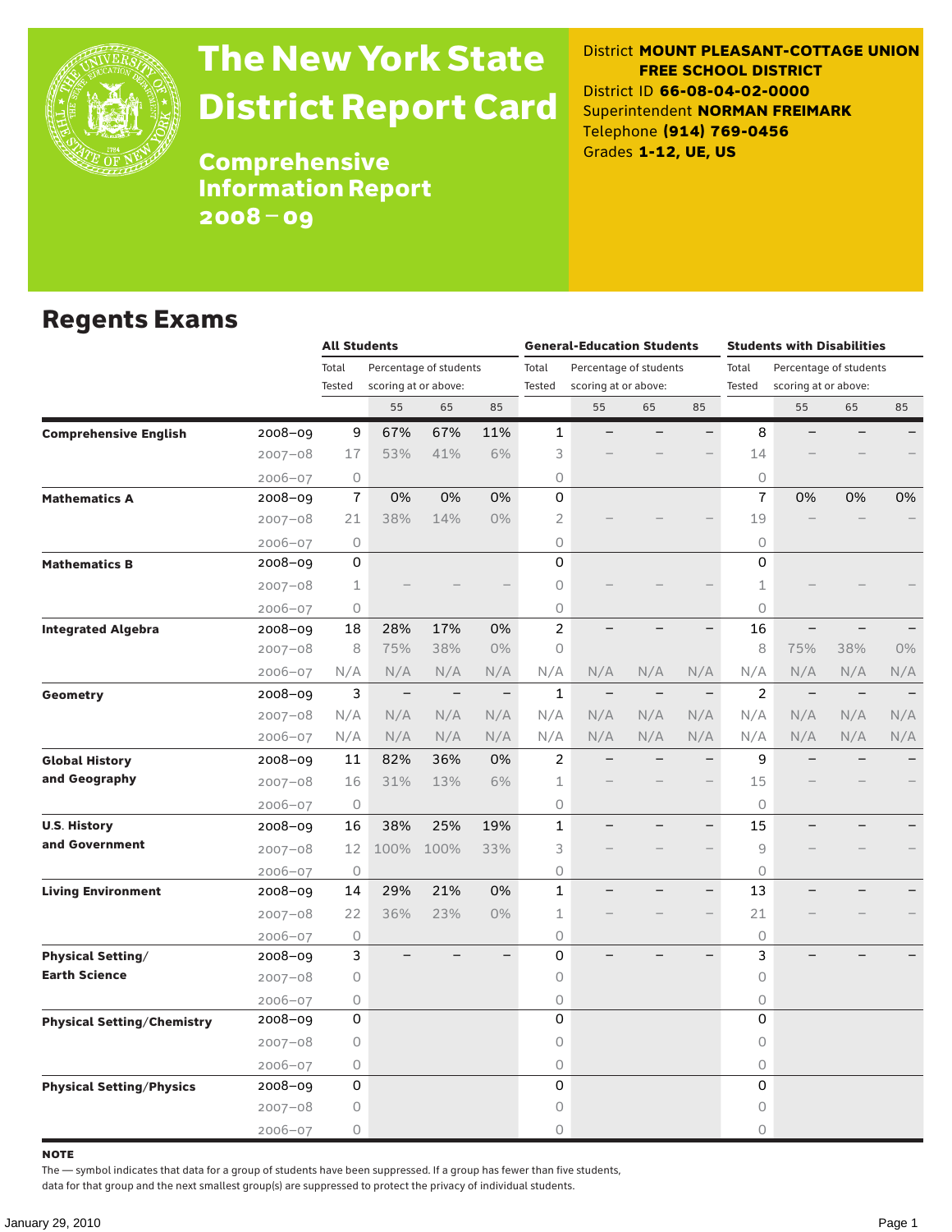# The New York State District Report Card

## Comprehensive Information Report 2008 – 09

District **MOUNT PLEASANT-COTTAGE UNION FREE SCHOOL DISTRICT**
District ID **66-08-04-02-0000**
Superintendent **NORMAN FREIMARK**
Telephone **(914) 769-0456**
Grades **1-12, UE, US**

## Regents Exams

| | | All Students | | | | General-Education Students | | | | Students with Disabilities | | | |
|---|---|---|---|---|---|---|---|---|---|---|---|---|---|
| | | Total Tested | Percentage of students scoring at or above: | | | Total Tested | Percentage of students scoring at or above: | | | Total Tested | Percentage of students scoring at or above: | | |
| | | | 55 | 65 | 85 | | 55 | 65 | 85 | | 55 | 65 | 85 |
| **Comprehensive English** | 2008–09 | 9 | 67% | 67% | 11% | 1 | – | – | – | 8 | – | – | – |
| | 2007–08 | 17 | 53% | 41% | 6% | 3 | – | – | – | 14 | – | – | – |
| | 2006–07 | 0 | | | | 0 | | | | 0 | | | |
| **Mathematics A** | 2008–09 | 7 | 0% | 0% | 0% | 0 | | | | 7 | 0% | 0% | 0% |
| | 2007–08 | 21 | 38% | 14% | 0% | 2 | – | – | – | 19 | – | – | – |
| | 2006–07 | 0 | | | | 0 | | | | 0 | | | |
| **Mathematics B** | 2008–09 | 0 | | | | 0 | | | | 0 | | | |
| | 2007–08 | 1 | – | – | – | 0 | – | – | – | 1 | – | – | – |
| | 2006–07 | 0 | | | | 0 | | | | 0 | | | |
| **Integrated Algebra** | 2008–09 | 18 | 28% | 17% | 0% | 2 | – | – | – | 16 | – | – | – |
| | 2007–08 | 8 | 75% | 38% | 0% | 0 | | | | 8 | 75% | 38% | 0% |
| | 2006–07 | N/A | N/A | N/A | N/A | N/A | N/A | N/A | N/A | N/A | N/A | N/A | N/A |
| **Geometry** | 2008–09 | 3 | – | – | – | 1 | – | – | – | 2 | – | – | – |
| | 2007–08 | N/A | N/A | N/A | N/A | N/A | N/A | N/A | N/A | N/A | N/A | N/A | N/A |
| | 2006–07 | N/A | N/A | N/A | N/A | N/A | N/A | N/A | N/A | N/A | N/A | N/A | N/A |
| **Global History and Geography** | 2008–09 | 11 | 82% | 36% | 0% | 2 | – | – | – | 9 | – | – | – |
| | 2007–08 | 16 | 31% | 13% | 6% | 1 | – | – | – | 15 | – | – | – |
| | 2006–07 | 0 | | | | 0 | | | | 0 | | | |
| **U.S. History and Government** | 2008–09 | 16 | 38% | 25% | 19% | 1 | – | – | – | 15 | – | – | – |
| | 2007–08 | 12 | 100% | 100% | 33% | 3 | – | – | – | 9 | – | – | – |
| | 2006–07 | 0 | | | | 0 | | | | 0 | | | |
| **Living Environment** | 2008–09 | 14 | 29% | 21% | 0% | 1 | – | – | – | 13 | – | – | – |
| | 2007–08 | 22 | 36% | 23% | 0% | 1 | – | – | – | 21 | – | – | – |
| | 2006–07 | 0 | | | | 0 | | | | 0 | | | |
| **Physical Setting/ Earth Science** | 2008–09 | 3 | – | – | – | 0 | – | – | – | 3 | – | – | – |
| | 2007–08 | 0 | | | | 0 | | | | 0 | | | |
| | 2006–07 | 0 | | | | 0 | | | | 0 | | | |
| **Physical Setting/Chemistry** | 2008–09 | 0 | | | | 0 | | | | 0 | | | |
| | 2007–08 | 0 | | | | 0 | | | | 0 | | | |
| | 2006–07 | 0 | | | | 0 | | | | 0 | | | |
| **Physical Setting/Physics** | 2008–09 | 0 | | | | 0 | | | | 0 | | | |
| | 2007–08 | 0 | | | | 0 | | | | 0 | | | |
| | 2006–07 | 0 | | | | 0 | | | | 0 | | | |

**NOTE**

The — symbol indicates that data for a group of students have been suppressed. If a group has fewer than five students, data for that group and the next smallest group(s) are suppressed to protect the privacy of individual students.

January 29, 2010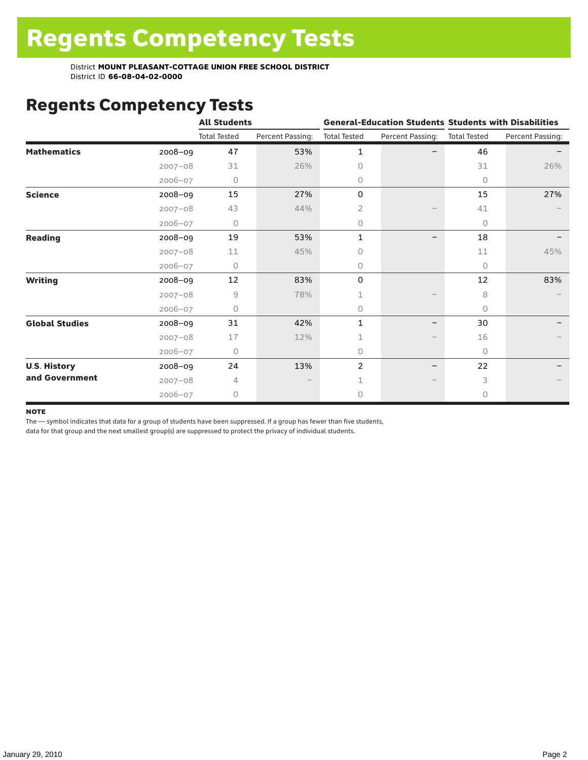# Regents Competency Tests

District **MOUNT PLEASANT-COTTAGE UNION FREE SCHOOL DISTRICT**
District ID **66-08-04-02-0000**

## Regents Competency Tests

| | | All Students | | General-Education Students | | Students with Disabilities | |
|---|---|---|---|---|---|---|---|
| | | Total Tested | Percent Passing: | Total Tested | Percent Passing: | Total Tested | Percent Passing: |
| **Mathematics** | 2008–09 | 47 | 53% | 1 | – | 46 | – |
| | 2007–08 | 31 | 26% | 0 | | 31 | 26% |
| | 2006–07 | 0 | | 0 | | 0 | |
| **Science** | 2008–09 | 15 | 27% | 0 | | 15 | 27% |
| | 2007–08 | 43 | 44% | 2 | – | 41 | – |
| | 2006–07 | 0 | | 0 | | 0 | |
| **Reading** | 2008–09 | 19 | 53% | 1 | – | 18 | – |
| | 2007–08 | 11 | 45% | 0 | | 11 | 45% |
| | 2006–07 | 0 | | 0 | | 0 | |
| **Writing** | 2008–09 | 12 | 83% | 0 | | 12 | 83% |
| | 2007–08 | 9 | 78% | 1 | – | 8 | – |
| | 2006–07 | 0 | | 0 | | 0 | |
| **Global Studies** | 2008–09 | 31 | 42% | 1 | – | 30 | – |
| | 2007–08 | 17 | 12% | 1 | – | 16 | – |
| | 2006–07 | 0 | | 0 | | 0 | |
| **U.S. History and Government** | 2008–09 | 24 | 13% | 2 | – | 22 | – |
| | 2007–08 | 4 | – | 1 | – | 3 | – |
| | 2006–07 | 0 | | 0 | | 0 | |

**NOTE**

The — symbol indicates that data for a group of students have been suppressed. If a group has fewer than five students, data for that group and the next smallest group(s) are suppressed to protect the privacy of individual students.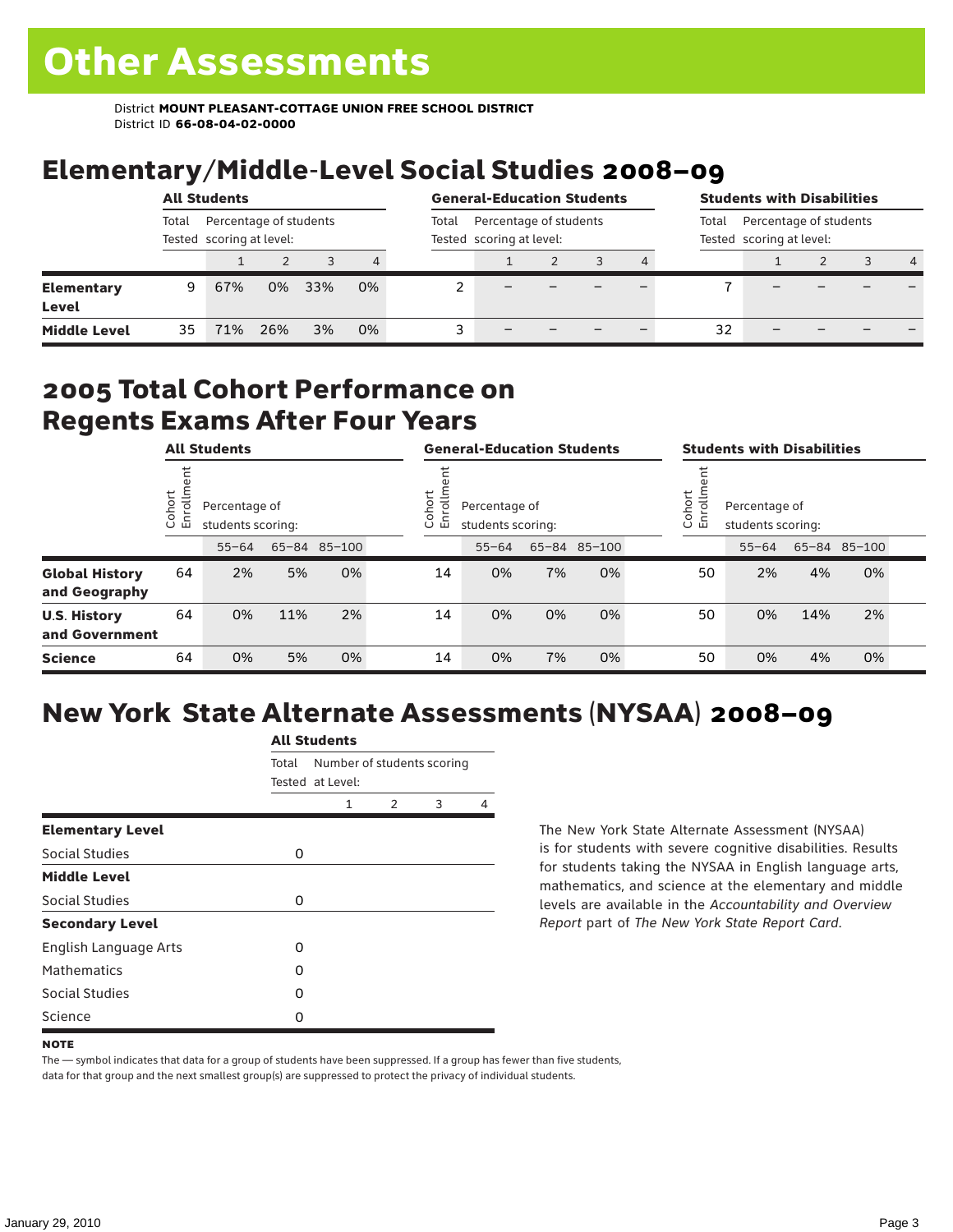# Other Assessments

District **MOUNT PLEASANT-COTTAGE UNION FREE SCHOOL DISTRICT**
District ID **66-08-04-02-0000**

## Elementary/Middle-Level Social Studies 2008–09

| | All Students | | | | | General-Education Students | | | | | Students with Disabilities | | | | |
|---|---|---|---|---|---|---|---|---|---|---|---|---|---|---|---|
| | Total Tested | Percentage of students scoring at level: | | | | Total Tested | Percentage of students scoring at level: | | | | Total Tested | Percentage of students scoring at level: | | | |
| | | 1 | 2 | 3 | 4 | | 1 | 2 | 3 | 4 | | 1 | 2 | 3 | 4 |
| **Elementary Level** | 9 | 67% | 0% | 33% | 0% | 2 | – | – | – | – | 7 | – | – | – | – |
| **Middle Level** | 35 | 71% | 26% | 3% | 0% | 3 | – | – | – | – | 32 | – | – | – | – |

## 2005 Total Cohort Performance on Regents Exams After Four Years

| | All Students | | | | General-Education Students | | | | Students with Disabilities | | | |
|---|---|---|---|---|---|---|---|---|---|---|---|---|
| | Cohort Enrollment | Percentage of students scoring: | | | Cohort Enrollment | Percentage of students scoring: | | | Cohort Enrollment | Percentage of students scoring: | | |
| | | 55–64 | 65–84 | 85–100 | | 55–64 | 65–84 | 85–100 | | 55–64 | 65–84 | 85–100 |
| **Global History and Geography** | 64 | 2% | 5% | 0% | 14 | 0% | 7% | 0% | 50 | 2% | 4% | 0% |
| **U.S. History and Government** | 64 | 0% | 11% | 2% | 14 | 0% | 0% | 0% | 50 | 0% | 14% | 2% |
| **Science** | 64 | 0% | 5% | 0% | 14 | 0% | 7% | 0% | 50 | 0% | 4% | 0% |

## New York State Alternate Assessments (NYSAA) 2008–09

| | All Students | | | | |
|---|---|---|---|---|---|
| | Total Tested | Number of students scoring at Level: | | | |
| | | 1 | 2 | 3 | 4 |
| **Elementary Level** | | | | | |
| Social Studies | 0 | | | | |
| **Middle Level** | | | | | |
| Social Studies | 0 | | | | |
| **Secondary Level** | | | | | |
| English Language Arts | 0 | | | | |
| Mathematics | 0 | | | | |
| Social Studies | 0 | | | | |
| Science | 0 | | | | |

The New York State Alternate Assessment (NYSAA) is for students with severe cognitive disabilities. Results for students taking the NYSAA in English language arts, mathematics, and science at the elementary and middle levels are available in the *Accountability and Overview Report* part of *The New York State Report Card*.

**NOTE**

The — symbol indicates that data for a group of students have been suppressed. If a group has fewer than five students, data for that group and the next smallest group(s) are suppressed to protect the privacy of individual students.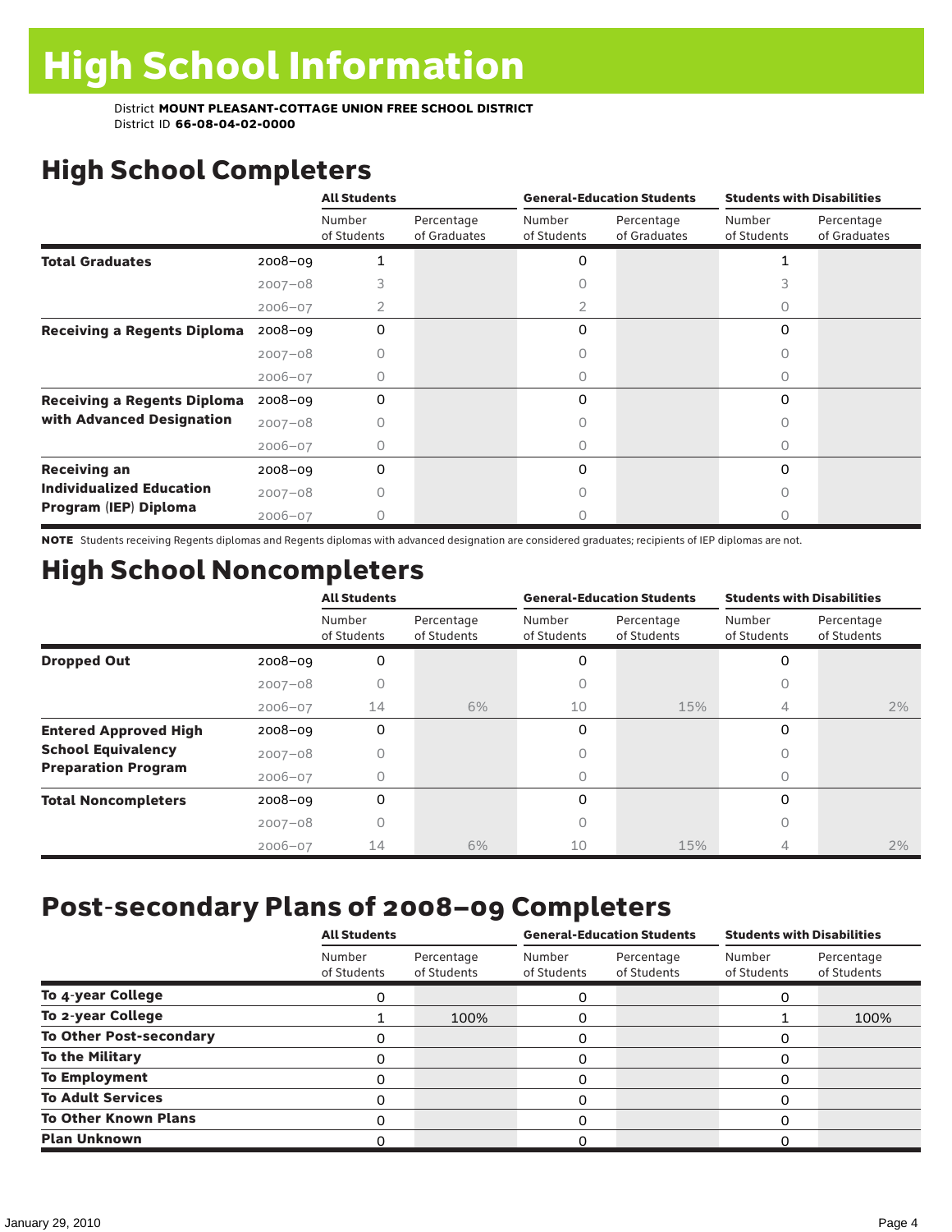# High School Information

District **MOUNT PLEASANT-COTTAGE UNION FREE SCHOOL DISTRICT**
District ID **66-08-04-02-0000**

## High School Completers

| | | All Students | | General-Education Students | | Students with Disabilities | |
|---|---|---|---|---|---|---|---|
| | | Number of Students | Percentage of Graduates | Number of Students | Percentage of Graduates | Number of Students | Percentage of Graduates |
| **Total Graduates** | 2008–09 | 1 | | 0 | | 1 | |
| | 2007–08 | 3 | | 0 | | 3 | |
| | 2006–07 | 2 | | 2 | | 0 | |
| **Receiving a Regents Diploma** | 2008–09 | 0 | | 0 | | 0 | |
| | 2007–08 | 0 | | 0 | | 0 | |
| | 2006–07 | 0 | | 0 | | 0 | |
| **Receiving a Regents Diploma with Advanced Designation** | 2008–09 | 0 | | 0 | | 0 | |
| | 2007–08 | 0 | | 0 | | 0 | |
| | 2006–07 | 0 | | 0 | | 0 | |
| **Receiving an Individualized Education Program (IEP) Diploma** | 2008–09 | 0 | | 0 | | 0 | |
| | 2007–08 | 0 | | 0 | | 0 | |
| | 2006–07 | 0 | | 0 | | 0 | |

**NOTE** Students receiving Regents diplomas and Regents diplomas with advanced designation are considered graduates; recipients of IEP diplomas are not.

## High School Noncompleters

| | | All Students | | General-Education Students | | Students with Disabilities | |
|---|---|---|---|---|---|---|---|
| | | Number of Students | Percentage of Students | Number of Students | Percentage of Students | Number of Students | Percentage of Students |
| **Dropped Out** | 2008–09 | 0 | | 0 | | 0 | |
| | 2007–08 | 0 | | 0 | | 0 | |
| | 2006–07 | 14 | 6% | 10 | 15% | 4 | 2% |
| **Entered Approved High School Equivalency Preparation Program** | 2008–09 | 0 | | 0 | | 0 | |
| | 2007–08 | 0 | | 0 | | 0 | |
| | 2006–07 | 0 | | 0 | | 0 | |
| **Total Noncompleters** | 2008–09 | 0 | | 0 | | 0 | |
| | 2007–08 | 0 | | 0 | | 0 | |
| | 2006–07 | 14 | 6% | 10 | 15% | 4 | 2% |

## Post-secondary Plans of 2008–09 Completers

| | All Students | | General-Education Students | | Students with Disabilities | |
|---|---|---|---|---|---|---|
| | Number of Students | Percentage of Students | Number of Students | Percentage of Students | Number of Students | Percentage of Students |
| **To 4-year College** | 0 | | 0 | | 0 | |
| **To 2-year College** | 1 | 100% | 0 | | 1 | 100% |
| **To Other Post-secondary** | 0 | | 0 | | 0 | |
| **To the Military** | 0 | | 0 | | 0 | |
| **To Employment** | 0 | | 0 | | 0 | |
| **To Adult Services** | 0 | | 0 | | 0 | |
| **To Other Known Plans** | 0 | | 0 | | 0 | |
| **Plan Unknown** | 0 | | 0 | | 0 | |

January 29, 2010